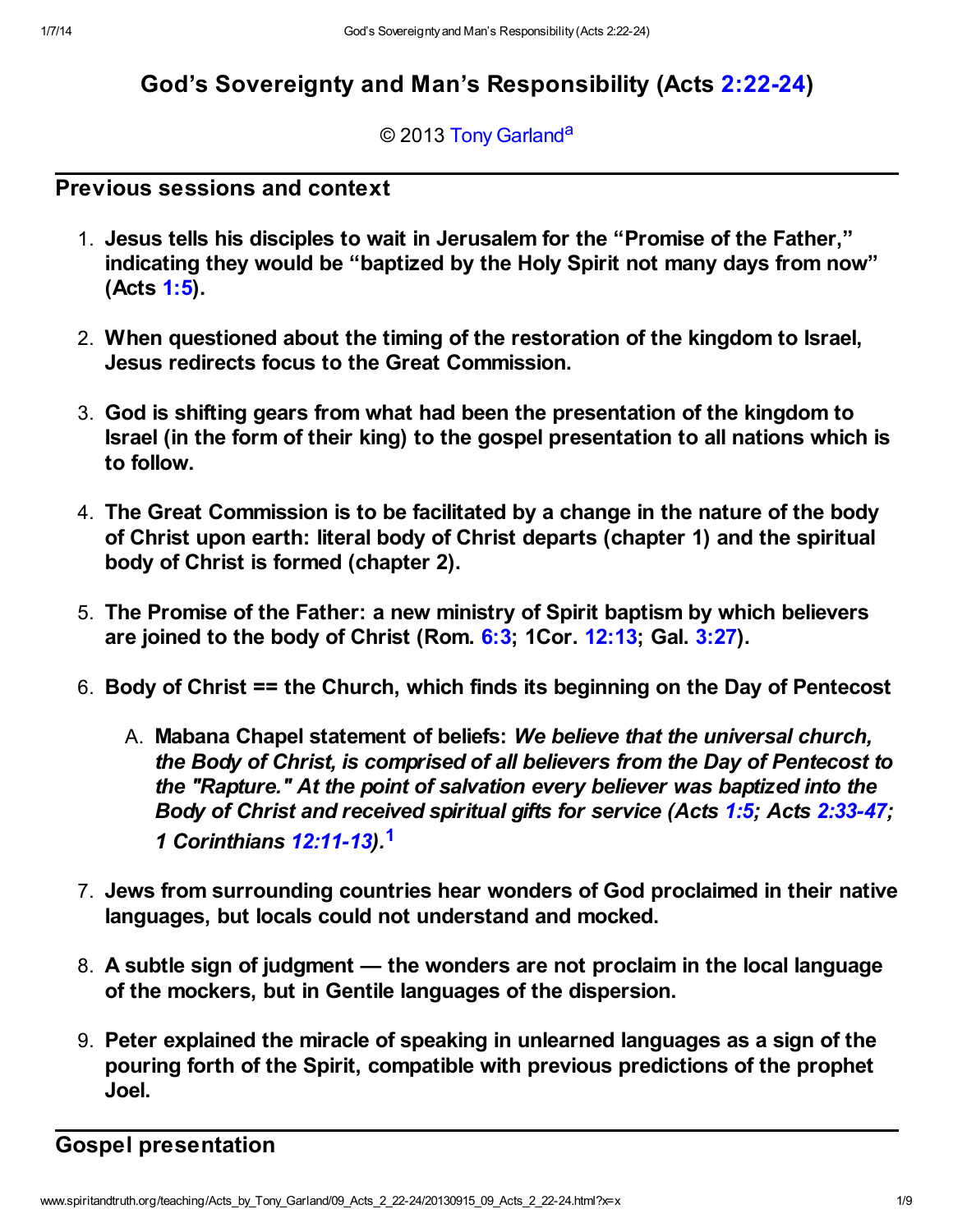# God's Sovereignty and Man's Responsibility (Acts 2:22-24)

© 2013 Tony Garland[a]

## Previous sessions and context

1. **Jesus tells his disciples to wait in Jerusalem for the "Promise of the Father," indicating they would be "baptized by the Holy Spirit not many days from now" (Acts 1:5).**
2. **When questioned about the timing of the restoration of the kingdom to Israel, Jesus redirects focus to the Great Commission.**
3. **God is shifting gears from what had been the presentation of the kingdom to Israel (in the form of their king) to the gospel presentation to all nations which is to follow.**
4. **The Great Commission is to be facilitated by a change in the nature of the body of Christ upon earth: literal body of Christ departs (chapter 1) and the spiritual body of Christ is formed (chapter 2).**
5. **The Promise of the Father: a new ministry of Spirit baptism by which believers are joined to the body of Christ (Rom. 6:3; 1Cor. 12:13; Gal. 3:27).**
6. **Body of Christ == the Church, which finds its beginning on the Day of Pentecost**
   A. **Mabana Chapel statement of beliefs:** ***We believe that the universal church, the Body of Christ, is comprised of all believers from the Day of Pentecost to the "Rapture." At the point of salvation every believer was baptized into the Body of Christ and received spiritual gifts for service (Acts 1:5; Acts 2:33-47; 1 Corinthians 12:11-13).***[1]
7. **Jews from surrounding countries hear wonders of God proclaimed in their native languages, but locals could not understand and mocked.**
8. **A subtle sign of judgment — the wonders are not proclaim in the local language of the mockers, but in Gentile languages of the dispersion.**
9. **Peter explained the miracle of speaking in unlearned languages as a sign of the pouring forth of the Spirit, compatible with previous predictions of the prophet Joel.**

## Gospel presentation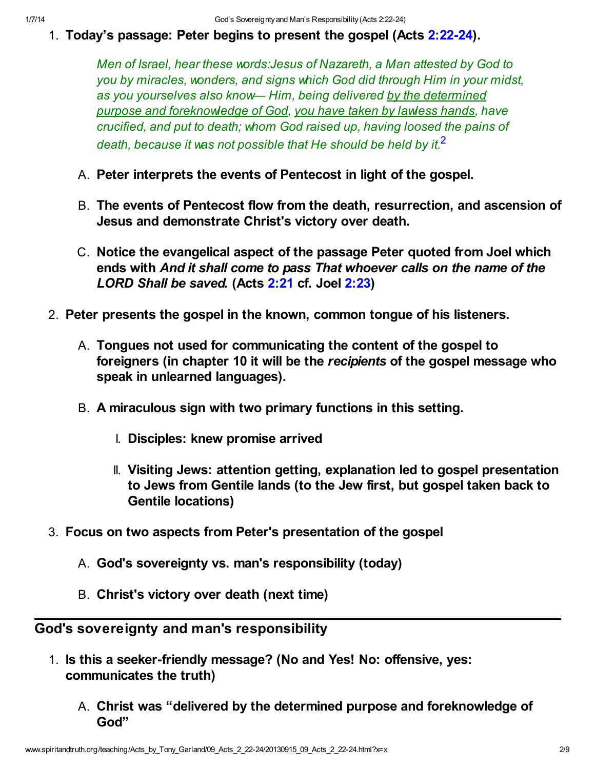1. **Today's passage: Peter begins to present the gospel (Acts 2:22-24).**

    > *Men of Israel, hear these words:Jesus of Nazareth, a Man attested by God to you by miracles, wonders, and signs which God did through Him in your midst, as you yourselves also know— Him, being delivered <u>by the determined purpose and foreknowledge of God</u>, <u>you have taken by lawless hands</u>, have crucified, and put to death; whom God raised up, having loosed the pains of death, because it was not possible that He should be held by it.*[2]

    A. **Peter interprets the events of Pentecost in light of the gospel.**

    B. **The events of Pentecost flow from the death, resurrection, and ascension of Jesus and demonstrate Christ's victory over death.**

    C. **Notice the evangelical aspect of the passage Peter quoted from Joel which ends with *And it shall come to pass That whoever calls on the name of the LORD Shall be saved.* (Acts 2:21 cf. Joel 2:23)**

2. **Peter presents the gospel in the known, common tongue of his listeners.**

    A. **Tongues not used for communicating the content of the gospel to foreigners (in chapter 10 it will be the *recipients* of the gospel message who speak in unlearned languages).**

    B. **A miraculous sign with two primary functions in this setting.**

        I. **Disciples: knew promise arrived**

        II. **Visiting Jews: attention getting, explanation led to gospel presentation to Jews from Gentile lands (to the Jew first, but gospel taken back to Gentile locations)**

3. **Focus on two aspects from Peter's presentation of the gospel**

    A. **God's sovereignty vs. man's responsibility (today)**

    B. **Christ's victory over death (next time)**

## God's sovereignty and man's responsibility

1. **Is this a seeker-friendly message? (No and Yes! No: offensive, yes: communicates the truth)**

    A. **Christ was "delivered by the determined purpose and foreknowledge of God"**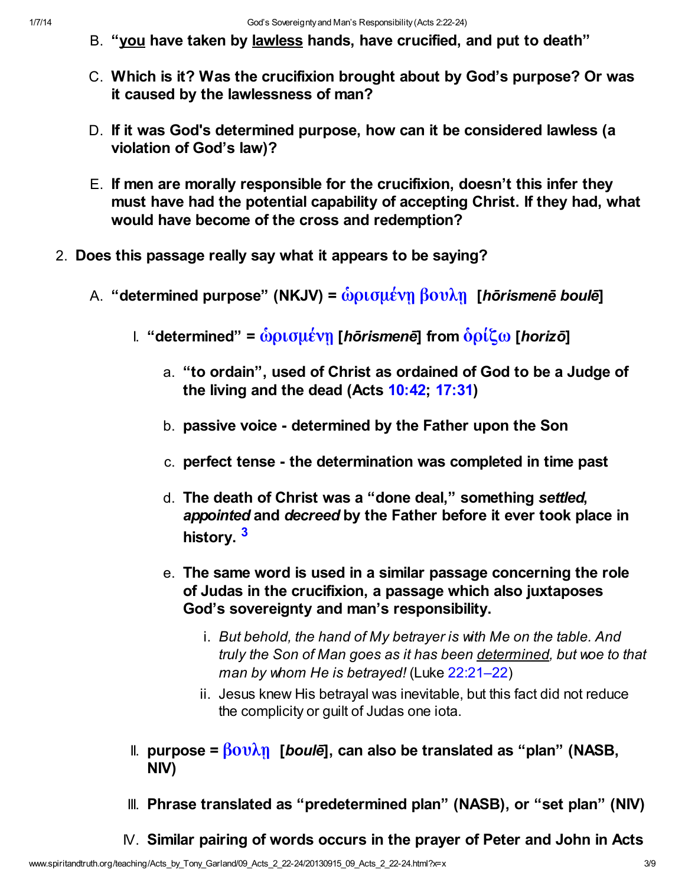B. **"<u>you</u> have taken by <u>lawless</u> hands, have crucified, and put to death"**

C. **Which is it? Was the crucifixion brought about by God's purpose? Or was it caused by the lawlessness of man?**

D. **If it was God's determined purpose, how can it be considered lawless (a violation of God's law)?**

E. **If men are morally responsible for the crucifixion, doesn't this infer they must have had the potential capability of accepting Christ. If they had, what would have become of the cross and redemption?**

2. **Does this passage really say what it appears to be saying?**

   A. **"determined purpose" (NKJV) = ὡρισμένῃ βουλῇ [*hōrismenē boulē*]**

      I. **"determined" = ὡρισμένῃ [*hōrismenē*] from ὁρίζω [*horizō*]**

         a. **"to ordain", used of Christ as ordained of God to be a Judge of the living and the dead (Acts 10:42; 17:31)**

         b. **passive voice - determined by the Father upon the Son**

         c. **perfect tense - the determination was completed in time past**

         d. **The death of Christ was a "done deal," something *settled*, *appointed* and *decreed* by the Father before it ever took place in history.** [3]

         e. **The same word is used in a similar passage concerning the role of Judas in the crucifixion, a passage which also juxtaposes God's sovereignty and man's responsibility.**

            i. *But behold, the hand of My betrayer is with Me on the table. And truly the Son of Man goes as it has been <u>determined</u>, but woe to that man by whom He is betrayed!* (Luke 22:21–22)

            ii. Jesus knew His betrayal was inevitable, but this fact did not reduce the complicity or guilt of Judas one iota.

      II. **purpose = βουλῇ [*boulē*], can also be translated as "plan" (NASB, NIV)**

      III. **Phrase translated as "predetermined plan" (NASB), or "set plan" (NIV)**

      IV. **Similar pairing of words occurs in the prayer of Peter and John in Acts**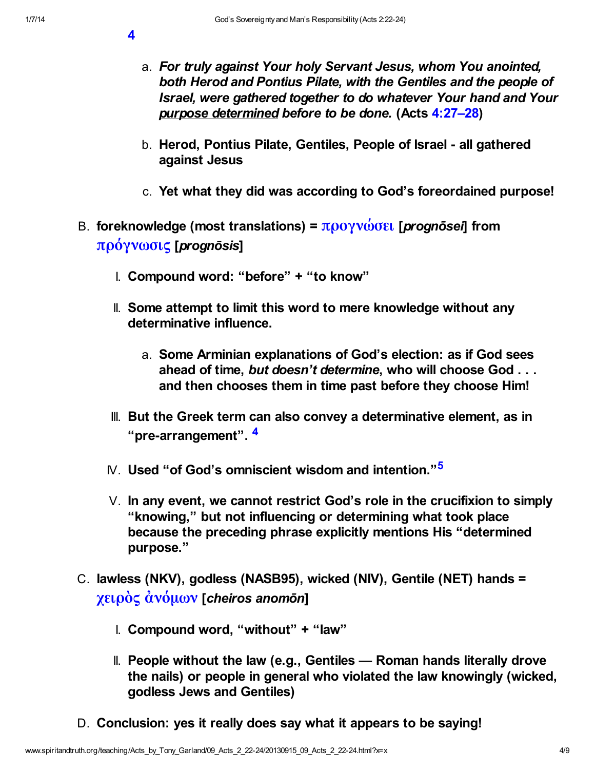[4]

a. ***For truly against Your holy Servant Jesus, whom You anointed, both Herod and Pontius Pilate, with the Gentiles and the people of Israel, were gathered together to do whatever Your hand and Your purpose determined before to be done.*** **(Acts 4:27–28)**

b. **Herod, Pontius Pilate, Gentiles, People of Israel - all gathered against Jesus**

c. **Yet what they did was according to God's foreordained purpose!**

B. **foreknowledge (most translations) = προγνώσει [*prognōsei*] from πρόγνωσις [*prognōsis*]**

I. **Compound word: "before" + "to know"**

II. **Some attempt to limit this word to mere knowledge without any determinative influence.**

a. **Some Arminian explanations of God's election: as if God sees ahead of time, *but doesn't determine*, who will choose God . . . and then chooses them in time past before they choose Him!**

III. **But the Greek term can also convey a determinative element, as in "pre-arrangement".** [4]

IV. **Used "of God's omniscient wisdom and intention."**[5]

V. **In any event, we cannot restrict God's role in the crucifixion to simply "knowing," but not influencing or determining what took place because the preceding phrase explicitly mentions His "determined purpose."**

C. **lawless (NKV), godless (NASB95), wicked (NIV), Gentile (NET) hands = χειρὸς ἀνόμων [*cheiros anomōn*]**

I. **Compound word, "without" + "law"**

II. **People without the law (e.g., Gentiles — Roman hands literally drove the nails) or people in general who violated the law knowingly (wicked, godless Jews and Gentiles)**

D. **Conclusion: yes it really does say what it appears to be saying!**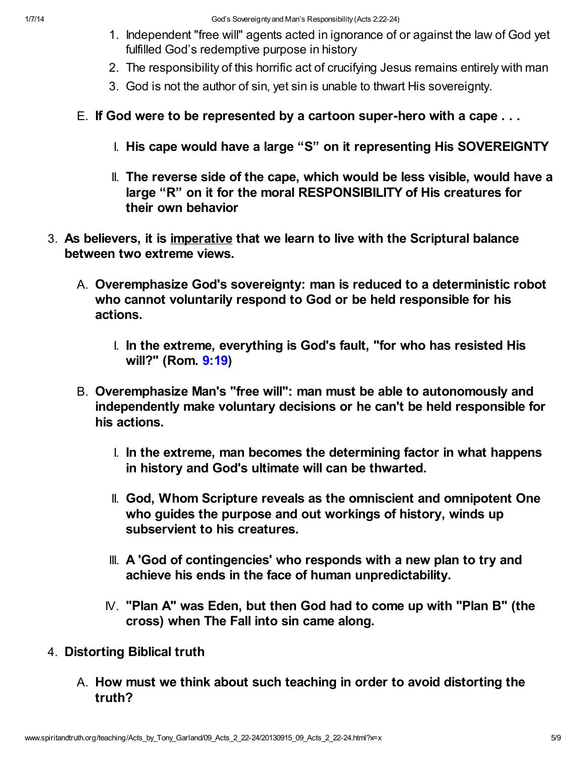1. Independent "free will" agents acted in ignorance of or against the law of God yet fulfilled God's redemptive purpose in history
2. The responsibility of this horrific act of crucifying Jesus remains entirely with man
3. God is not the author of sin, yet sin is unable to thwart His sovereignty.

E. **If God were to be represented by a cartoon super-hero with a cape . . .**

   I. **His cape would have a large "S" on it representing His SOVEREIGNTY**

   II. **The reverse side of the cape, which would be less visible, would have a large "R" on it for the moral RESPONSIBILITY of His creatures for their own behavior**

3. **As believers, it is imperative that we learn to live with the Scriptural balance between two extreme views.**

   A. **Overemphasize God's sovereignty: man is reduced to a deterministic robot who cannot voluntarily respond to God or be held responsible for his actions.**

      I. **In the extreme, everything is God's fault, "for who has resisted His will?" (Rom. 9:19)**

   B. **Overemphasize Man's "free will": man must be able to autonomously and independently make voluntary decisions or he can't be held responsible for his actions.**

      I. **In the extreme, man becomes the determining factor in what happens in history and God's ultimate will can be thwarted.**

      II. **God, Whom Scripture reveals as the omniscient and omnipotent One who guides the purpose and out workings of history, winds up subservient to his creatures.**

      III. **A 'God of contingencies' who responds with a new plan to try and achieve his ends in the face of human unpredictability.**

      IV. **"Plan A" was Eden, but then God had to come up with "Plan B" (the cross) when The Fall into sin came along.**

4. **Distorting Biblical truth**

   A. **How must we think about such teaching in order to avoid distorting the truth?**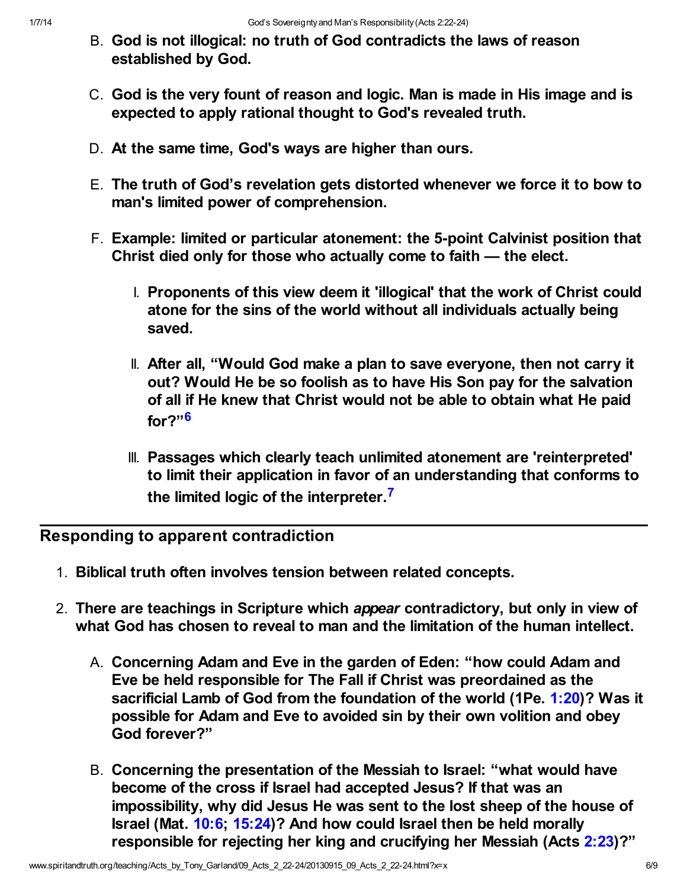B. **God is not illogical: no truth of God contradicts the laws of reason established by God.**

C. **God is the very fount of reason and logic. Man is made in His image and is expected to apply rational thought to God's revealed truth.**

D. **At the same time, God's ways are higher than ours.**

E. **The truth of God's revelation gets distorted whenever we force it to bow to man's limited power of comprehension.**

F. **Example: limited or particular atonement: the 5-point Calvinist position that Christ died only for those who actually come to faith — the elect.**

   I. **Proponents of this view deem it 'illogical' that the work of Christ could atone for the sins of the world without all individuals actually being saved.**

   II. **After all, "Would God make a plan to save everyone, then not carry it out? Would He be so foolish as to have His Son pay for the salvation of all if He knew that Christ would not be able to obtain what He paid for?"[6]**

   III. **Passages which clearly teach unlimited atonement are 'reinterpreted' to limit their application in favor of an understanding that conforms to the limited logic of the interpreter.[7]**

---

## Responding to apparent contradiction

1. **Biblical truth often involves tension between related concepts.**

2. **There are teachings in Scripture which *appear* contradictory, but only in view of what God has chosen to reveal to man and the limitation of the human intellect.**

   A. **Concerning Adam and Eve in the garden of Eden: "how could Adam and Eve be held responsible for The Fall if Christ was preordained as the sacrificial Lamb of God from the foundation of the world (1Pe. 1:20)? Was it possible for Adam and Eve to avoided sin by their own volition and obey God forever?"**

   B. **Concerning the presentation of the Messiah to Israel: "what would have become of the cross if Israel had accepted Jesus? If that was an impossibility, why did Jesus He was sent to the lost sheep of the house of Israel (Mat. 10:6; 15:24)? And how could Israel then be held morally responsible for rejecting her king and crucifying her Messiah (Acts 2:23)?"**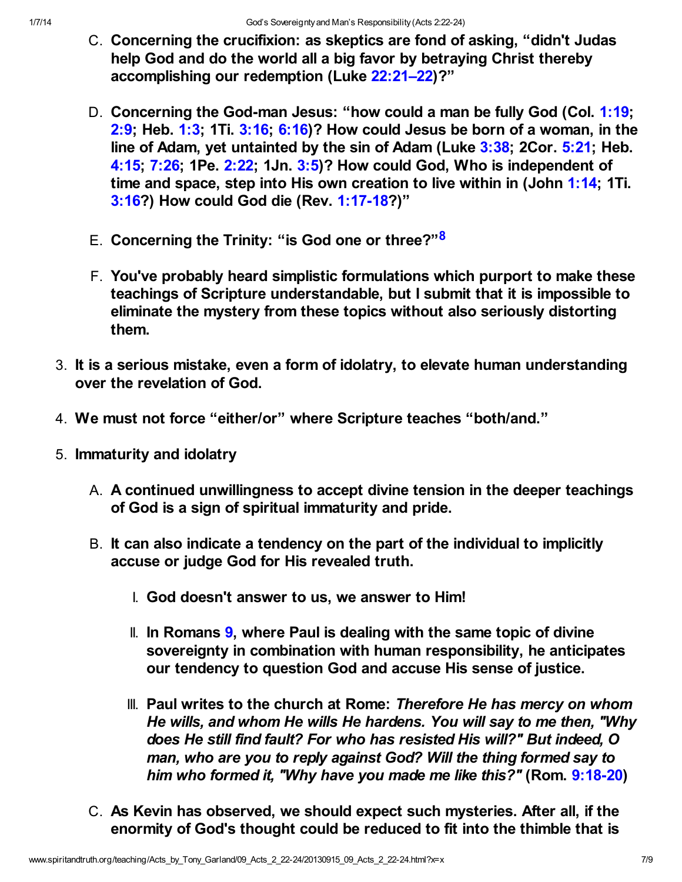C. **Concerning the crucifixion: as skeptics are fond of asking, "didn't Judas help God and do the world all a big favor by betraying Christ thereby accomplishing our redemption (Luke 22:21–22)?"**

D. **Concerning the God-man Jesus: "how could a man be fully God (Col. 1:19; 2:9; Heb. 1:3; 1Ti. 3:16; 6:16)? How could Jesus be born of a woman, in the line of Adam, yet untainted by the sin of Adam (Luke 3:38; 2Cor. 5:21; Heb. 4:15; 7:26; 1Pe. 2:22; 1Jn. 3:5)? How could God, Who is independent of time and space, step into His own creation to live within in (John 1:14; 1Ti. 3:16?) How could God die (Rev. 1:17-18?)"**

E. **Concerning the Trinity: "is God one or three?"[8]**

F. **You've probably heard simplistic formulations which purport to make these teachings of Scripture understandable, but I submit that it is impossible to eliminate the mystery from these topics without also seriously distorting them.**

3. **It is a serious mistake, even a form of idolatry, to elevate human understanding over the revelation of God.**

4. **We must not force "either/or" where Scripture teaches "both/and."**

5. **Immaturity and idolatry**

   A. **A continued unwillingness to accept divine tension in the deeper teachings of God is a sign of spiritual immaturity and pride.**

   B. **It can also indicate a tendency on the part of the individual to implicitly accuse or judge God for His revealed truth.**

      I. **God doesn't answer to us, we answer to Him!**

      II. **In Romans 9, where Paul is dealing with the same topic of divine sovereignty in combination with human responsibility, he anticipates our tendency to question God and accuse His sense of justice.**

      III. **Paul writes to the church at Rome: *Therefore He has mercy on whom He wills, and whom He wills He hardens. You will say to me then, "Why does He still find fault? For who has resisted His will?" But indeed, O man, who are you to reply against God? Will the thing formed say to him who formed it, "Why have you made me like this?"* (Rom. 9:18-20)**

   C. **As Kevin has observed, we should expect such mysteries. After all, if the enormity of God's thought could be reduced to fit into the thimble that is**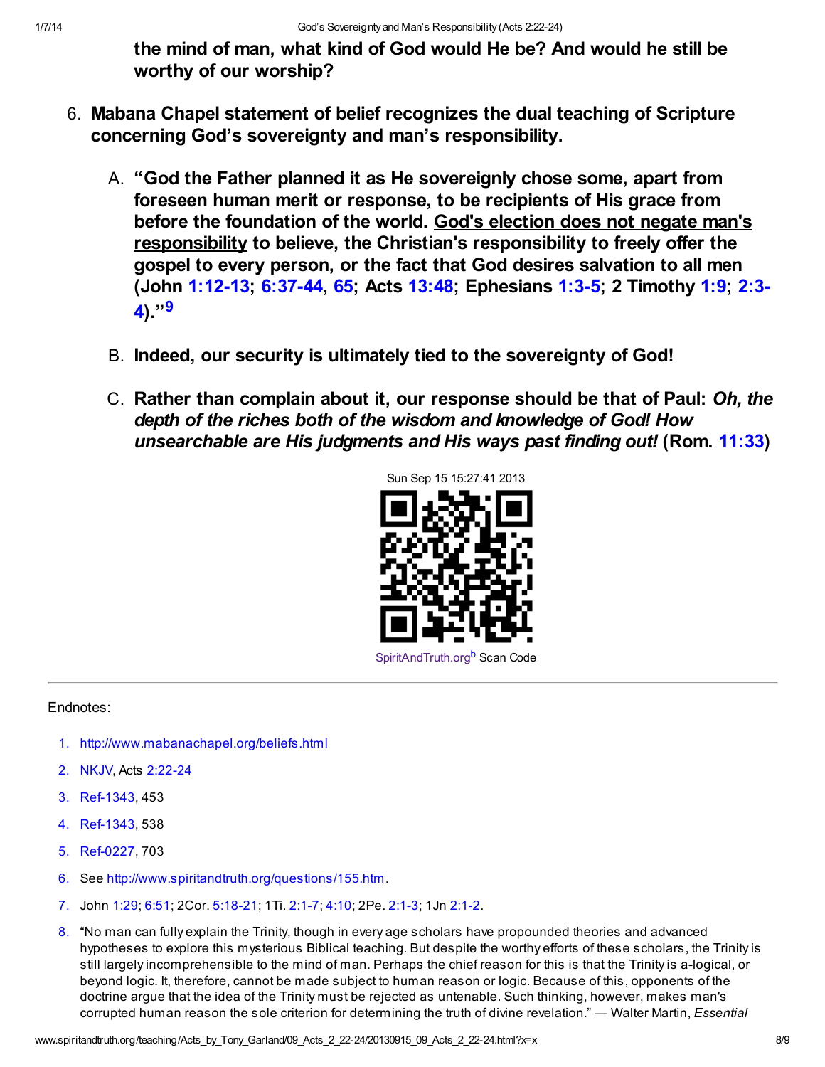**the mind of man, what kind of God would He be? And would he still be worthy of our worship?**

6. **Mabana Chapel statement of belief recognizes the dual teaching of Scripture concerning God's sovereignty and man's responsibility.**

   A. **"God the Father planned it as He sovereignly chose some, apart from foreseen human merit or response, to be recipients of His grace from before the foundation of the world. God's election does not negate man's responsibility to believe, the Christian's responsibility to freely offer the gospel to every person, or the fact that God desires salvation to all men (John 1:12-13; 6:37-44, 65; Acts 13:48; Ephesians 1:3-5; 2 Timothy 1:9; 2:3-4)."[9]**

   B. **Indeed, our security is ultimately tied to the sovereignty of God!**

   C. **Rather than complain about it, our response should be that of Paul: *Oh, the depth of the riches both of the wisdom and knowledge of God! How unsearchable are His judgments and His ways past finding out!* (Rom. 11:33)**

Sun Sep 15 15:27:41 2013

SpiritAndTruth.org[b] Scan Code

---

Endnotes:

1. http://www.mabanachapel.org/beliefs.html
2. NKJV, Acts 2:22-24
3. Ref-1343, 453
4. Ref-1343, 538
5. Ref-0227, 703
6. See http://www.spiritandtruth.org/questions/155.htm.
7. John 1:29; 6:51; 2Cor. 5:18-21; 1Ti. 2:1-7; 4:10; 2Pe. 2:1-3; 1Jn 2:1-2.
8. "No man can fully explain the Trinity, though in every age scholars have propounded theories and advanced hypotheses to explore this mysterious Biblical teaching. But despite the worthy efforts of these scholars, the Trinity is still largely incomprehensible to the mind of man. Perhaps the chief reason for this is that the Trinity is a-logical, or beyond logic. It, therefore, cannot be made subject to human reason or logic. Because of this, opponents of the doctrine argue that the idea of the Trinity must be rejected as untenable. Such thinking, however, makes man's corrupted human reason the sole criterion for determining the truth of divine revelation." — Walter Martin, *Essential*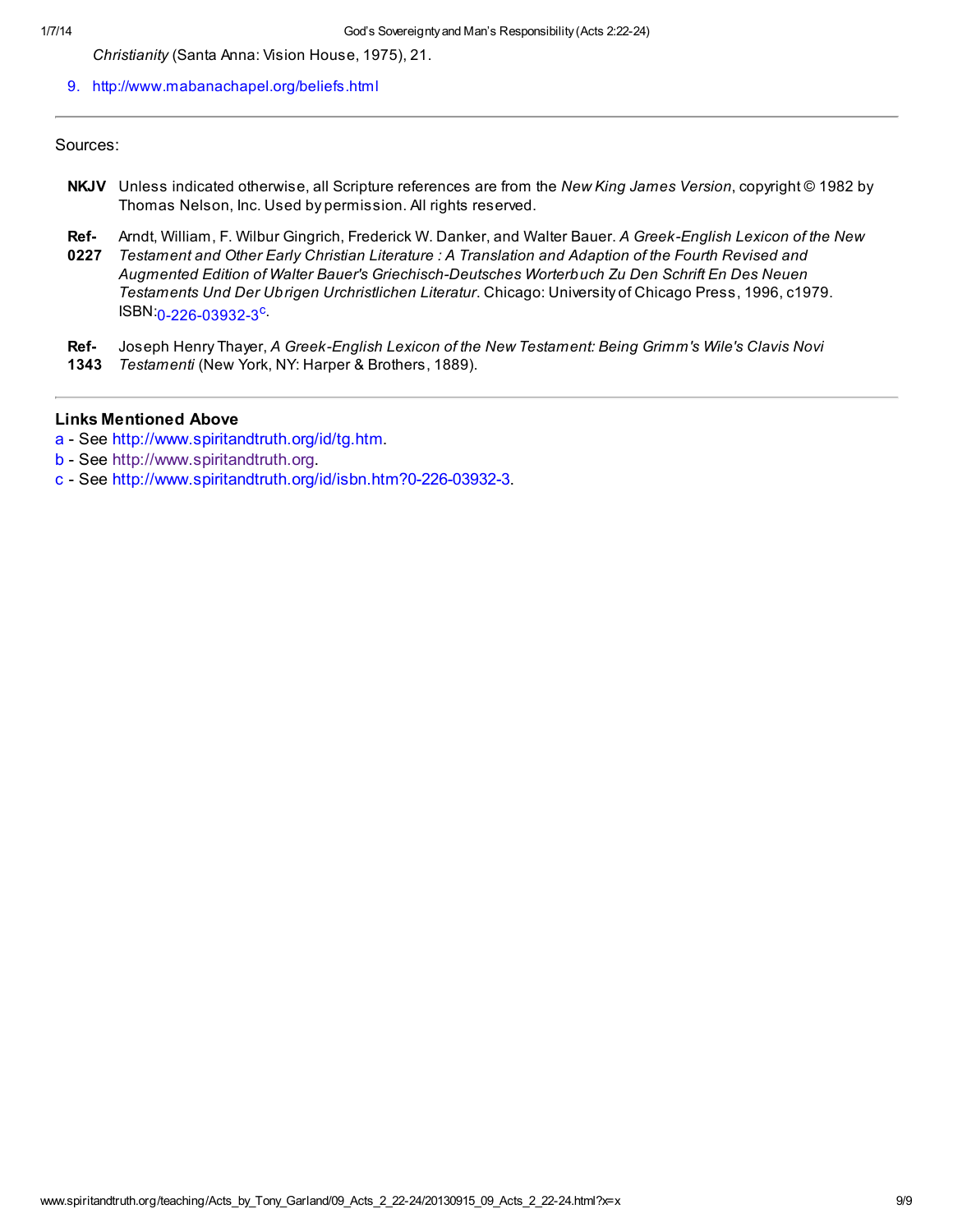*Christianity* (Santa Anna: Vision House, 1975), 21.

9. http://www.mabanachapel.org/beliefs.html

---

Sources:

**NKJV** Unless indicated otherwise, all Scripture references are from the *New King James Version*, copyright © 1982 by Thomas Nelson, Inc. Used by permission. All rights reserved.

**Ref-0227** Arndt, William, F. Wilbur Gingrich, Frederick W. Danker, and Walter Bauer. *A Greek-English Lexicon of the New Testament and Other Early Christian Literature : A Translation and Adaption of the Fourth Revised and Augmented Edition of Walter Bauer's Griechisch-Deutsches Worterbuch Zu Den Schrift En Des Neuen Testaments Und Der Ubrigen Urchristlichen Literatur*. Chicago: University of Chicago Press, 1996, c1979. ISBN:0-226-03932-3[c].

**Ref-1343** Joseph Henry Thayer, *A Greek-English Lexicon of the New Testament: Being Grimm's Wile's Clavis Novi Testamenti* (New York, NY: Harper & Brothers, 1889).

---

### Links Mentioned Above

a - See http://www.spiritandtruth.org/id/tg.htm.
b - See http://www.spiritandtruth.org.
c - See http://www.spiritandtruth.org/id/isbn.htm?0-226-03932-3.